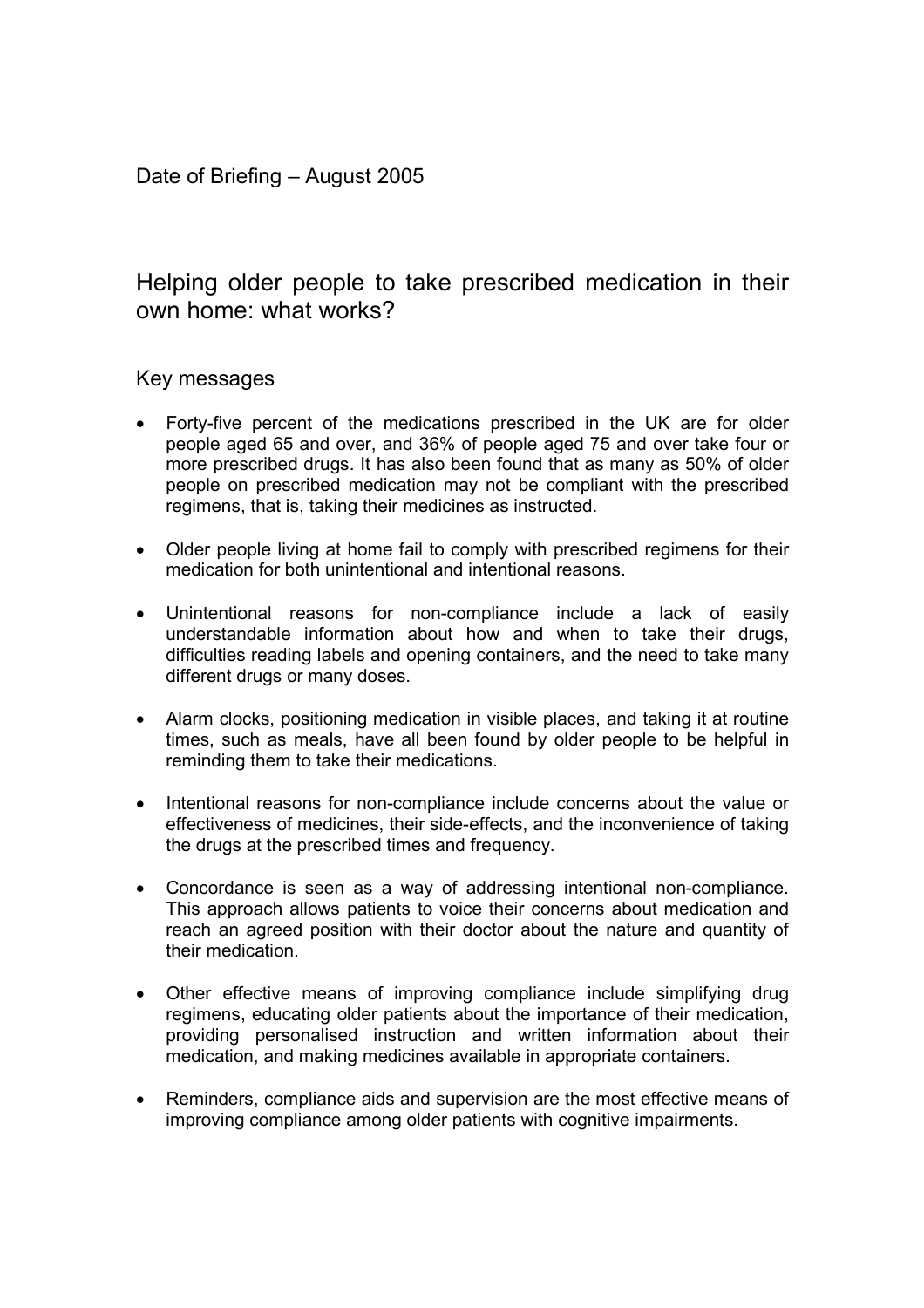Date of Briefing – August 2005

# Helping older people to take prescribed medication in their own home: what works?

## Key messages

- Forty-five percent of the medications prescribed in the UK are for older people aged 65 and over, and 36% of people aged 75 and over take four or more prescribed drugs. It has also been found that as many as 50% of older people on prescribed medication may not be compliant with the prescribed regimens, that is, taking their medicines as instructed.
- Older people living at home fail to comply with prescribed regimens for their medication for both unintentional and intentional reasons.
- Unintentional reasons for non-compliance include a lack of easily understandable information about how and when to take their drugs, difficulties reading labels and opening containers, and the need to take many different drugs or many doses.
- Alarm clocks, positioning medication in visible places, and taking it at routine times, such as meals, have all been found by older people to be helpful in reminding them to take their medications.
- Intentional reasons for non-compliance include concerns about the value or effectiveness of medicines, their side-effects, and the inconvenience of taking the drugs at the prescribed times and frequency.
- Concordance is seen as a way of addressing intentional non-compliance. This approach allows patients to voice their concerns about medication and reach an agreed position with their doctor about the nature and quantity of their medication.
- Other effective means of improving compliance include simplifying drug regimens, educating older patients about the importance of their medication, providing personalised instruction and written information about their medication, and making medicines available in appropriate containers.
- Reminders, compliance aids and supervision are the most effective means of improving compliance among older patients with cognitive impairments.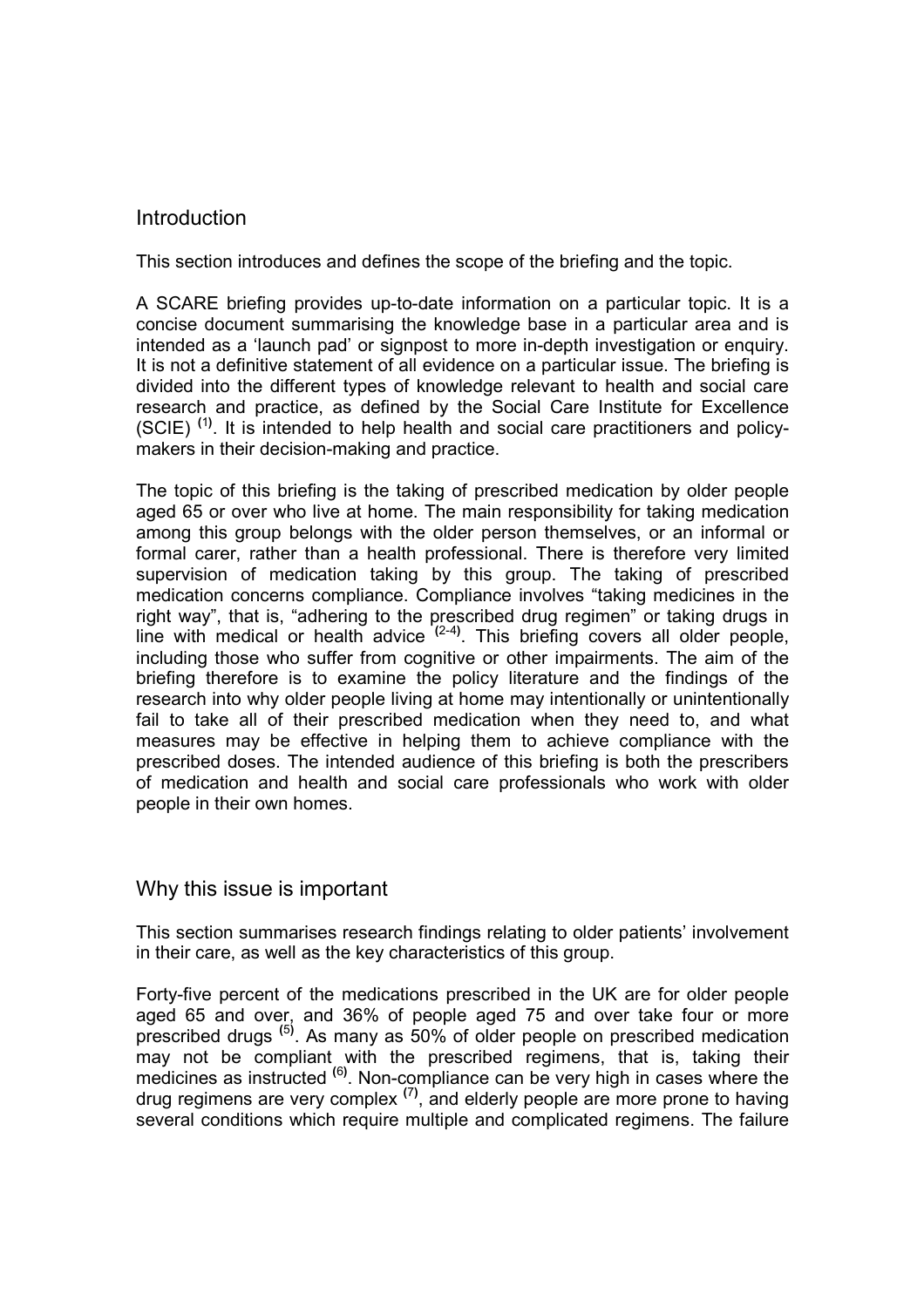## Introduction

This section introduces and defines the scope of the briefing and the topic.

A SCARE briefing provides up-to-date information on a particular topic. It is a concise document summarising the knowledge base in a particular area and is intended as a 'launch pad' or signpost to more in-depth investigation or enquiry. It is not a definitive statement of all evidence on a particular issue. The briefing is divided into the different types of knowledge relevant to health and social care research and practice, as defined by the Social Care Institute for Excellence (SCIE) [1]. It is intended to help health and social care practitioners and policy-makers in their decision-making and practice.

The topic of this briefing is the taking of prescribed medication by older people aged 65 or over who live at home. The main responsibility for taking medication among this group belongs with the older person themselves, or an informal or formal carer, rather than a health professional. There is therefore very limited supervision of medication taking by this group. The taking of prescribed medication concerns compliance. Compliance involves "taking medicines in the right way", that is, "adhering to the prescribed drug regimen" or taking drugs in line with medical or health advice [2-4]. This briefing covers all older people, including those who suffer from cognitive or other impairments. The aim of the briefing therefore is to examine the policy literature and the findings of the research into why older people living at home may intentionally or unintentionally fail to take all of their prescribed medication when they need to, and what measures may be effective in helping them to achieve compliance with the prescribed doses. The intended audience of this briefing is both the prescribers of medication and health and social care professionals who work with older people in their own homes.

## Why this issue is important

This section summarises research findings relating to older patients' involvement in their care, as well as the key characteristics of this group.

Forty-five percent of the medications prescribed in the UK are for older people aged 65 and over, and 36% of people aged 75 and over take four or more prescribed drugs [5]. As many as 50% of older people on prescribed medication may not be compliant with the prescribed regimens, that is, taking their medicines as instructed [6]. Non-compliance can be very high in cases where the drug regimens are very complex [7], and elderly people are more prone to having several conditions which require multiple and complicated regimens. The failure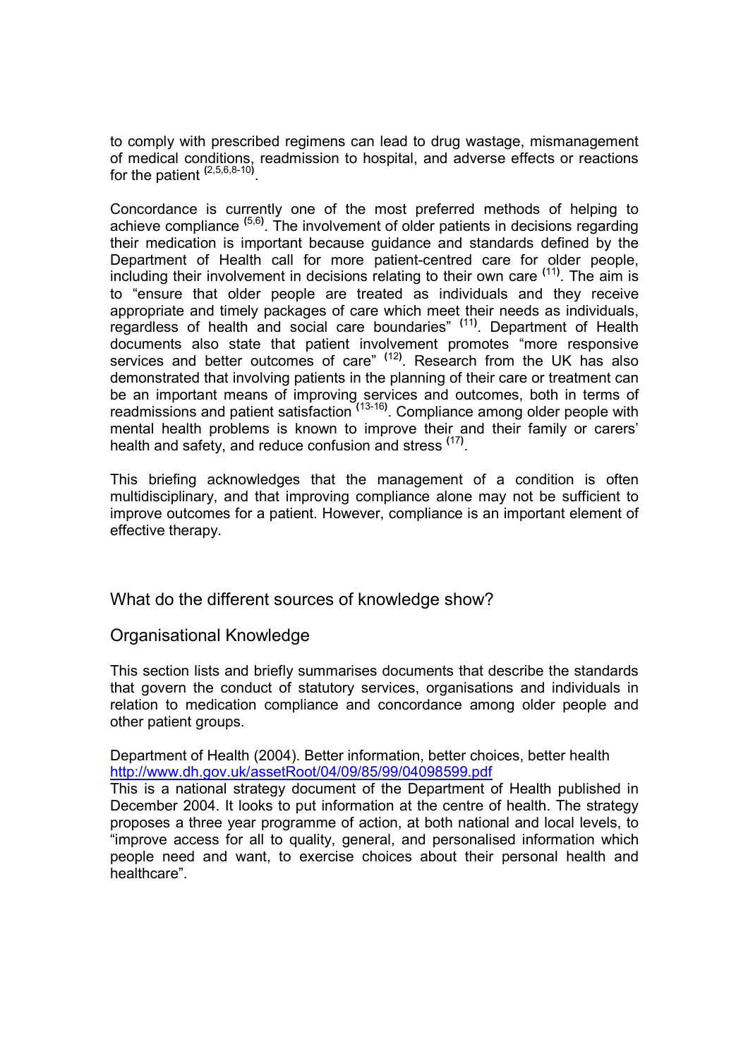to comply with prescribed regimens can lead to drug wastage, mismanagement of medical conditions, readmission to hospital, and adverse effects or reactions for the patient [2,5,6,8-10].

Concordance is currently one of the most preferred methods of helping to achieve compliance [5,6]. The involvement of older patients in decisions regarding their medication is important because guidance and standards defined by the Department of Health call for more patient-centred care for older people, including their involvement in decisions relating to their own care [11]. The aim is to "ensure that older people are treated as individuals and they receive appropriate and timely packages of care which meet their needs as individuals, regardless of health and social care boundaries" [11]. Department of Health documents also state that patient involvement promotes "more responsive services and better outcomes of care" [12]. Research from the UK has also demonstrated that involving patients in the planning of their care or treatment can be an important means of improving services and outcomes, both in terms of readmissions and patient satisfaction [13-16]. Compliance among older people with mental health problems is known to improve their and their family or carers' health and safety, and reduce confusion and stress [17].

This briefing acknowledges that the management of a condition is often multidisciplinary, and that improving compliance alone may not be sufficient to improve outcomes for a patient. However, compliance is an important element of effective therapy.

## What do the different sources of knowledge show?

### Organisational Knowledge

This section lists and briefly summarises documents that describe the standards that govern the conduct of statutory services, organisations and individuals in relation to medication compliance and concordance among older people and other patient groups.

Department of Health (2004). Better information, better choices, better health
http://www.dh.gov.uk/assetRoot/04/09/85/99/04098599.pdf
This is a national strategy document of the Department of Health published in December 2004. It looks to put information at the centre of health. The strategy proposes a three year programme of action, at both national and local levels, to "improve access for all to quality, general, and personalised information which people need and want, to exercise choices about their personal health and healthcare".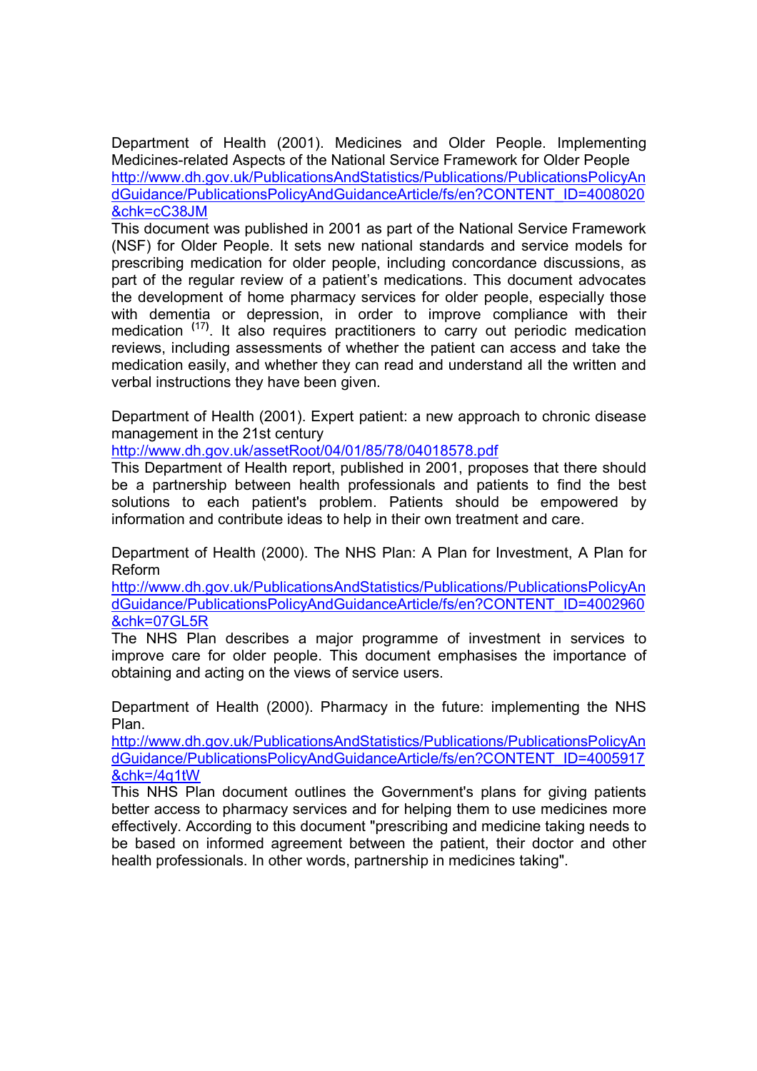Department of Health (2001). Medicines and Older People. Implementing Medicines-related Aspects of the National Service Framework for Older People
http://www.dh.gov.uk/PublicationsAndStatistics/Publications/PublicationsPolicyAndGuidance/PublicationsPolicyAndGuidanceArticle/fs/en?CONTENT_ID=4008020&chk=cC38JM

This document was published in 2001 as part of the National Service Framework (NSF) for Older People. It sets new national standards and service models for prescribing medication for older people, including concordance discussions, as part of the regular review of a patient's medications. This document advocates the development of home pharmacy services for older people, especially those with dementia or depression, in order to improve compliance with their medication [17]. It also requires practitioners to carry out periodic medication reviews, including assessments of whether the patient can access and take the medication easily, and whether they can read and understand all the written and verbal instructions they have been given.

Department of Health (2001). Expert patient: a new approach to chronic disease management in the 21st century
http://www.dh.gov.uk/assetRoot/04/01/85/78/04018578.pdf

This Department of Health report, published in 2001, proposes that there should be a partnership between health professionals and patients to find the best solutions to each patient's problem. Patients should be empowered by information and contribute ideas to help in their own treatment and care.

Department of Health (2000). The NHS Plan: A Plan for Investment, A Plan for Reform
http://www.dh.gov.uk/PublicationsAndStatistics/Publications/PublicationsPolicyAndGuidance/PublicationsPolicyAndGuidanceArticle/fs/en?CONTENT_ID=4002960&chk=07GL5R

The NHS Plan describes a major programme of investment in services to improve care for older people. This document emphasises the importance of obtaining and acting on the views of service users.

Department of Health (2000). Pharmacy in the future: implementing the NHS Plan.
http://www.dh.gov.uk/PublicationsAndStatistics/Publications/PublicationsPolicyAndGuidance/PublicationsPolicyAndGuidanceArticle/fs/en?CONTENT_ID=4005917&chk=/4q1tW

This NHS Plan document outlines the Government's plans for giving patients better access to pharmacy services and for helping them to use medicines more effectively. According to this document "prescribing and medicine taking needs to be based on informed agreement between the patient, their doctor and other health professionals. In other words, partnership in medicines taking".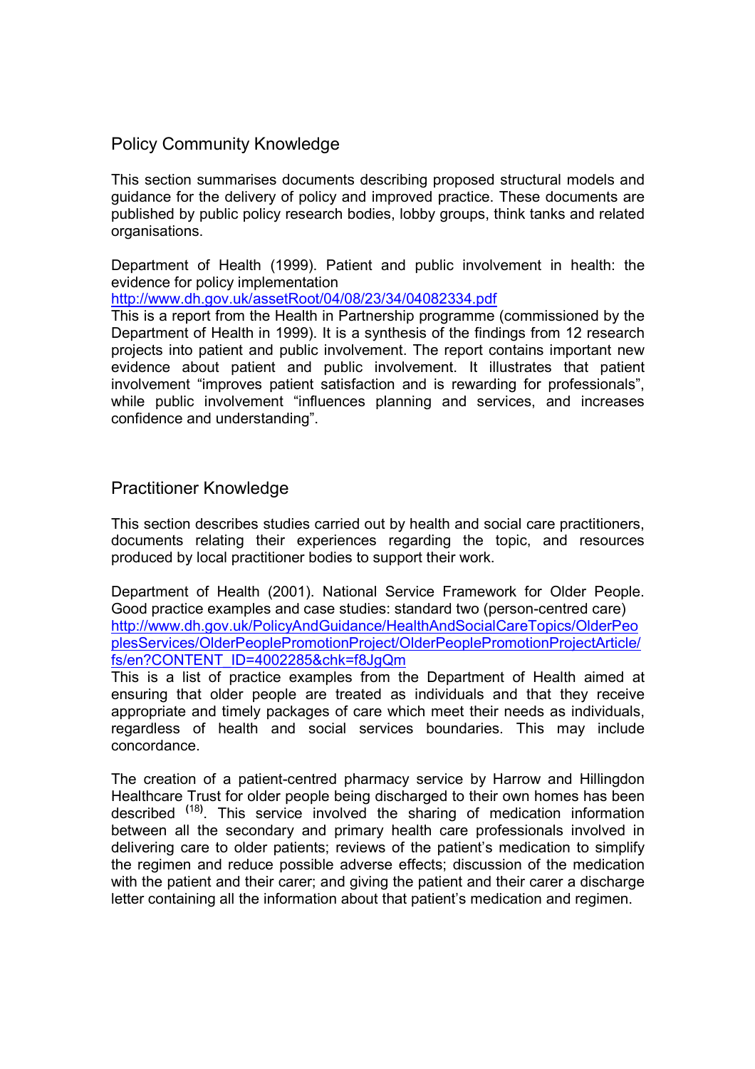## Policy Community Knowledge

This section summarises documents describing proposed structural models and guidance for the delivery of policy and improved practice. These documents are published by public policy research bodies, lobby groups, think tanks and related organisations.

Department of Health (1999). Patient and public involvement in health: the evidence for policy implementation
http://www.dh.gov.uk/assetRoot/04/08/23/34/04082334.pdf
This is a report from the Health in Partnership programme (commissioned by the Department of Health in 1999). It is a synthesis of the findings from 12 research projects into patient and public involvement. The report contains important new evidence about patient and public involvement. It illustrates that patient involvement "improves patient satisfaction and is rewarding for professionals", while public involvement "influences planning and services, and increases confidence and understanding".

## Practitioner Knowledge

This section describes studies carried out by health and social care practitioners, documents relating their experiences regarding the topic, and resources produced by local practitioner bodies to support their work.

Department of Health (2001). National Service Framework for Older People. Good practice examples and case studies: standard two (person-centred care)
http://www.dh.gov.uk/PolicyAndGuidance/HealthAndSocialCareTopics/OlderPeoplesServices/OlderPeoplePromotionProject/OlderPeoplePromotionProjectArticle/fs/en?CONTENT_ID=4002285&chk=f8JgQm
This is a list of practice examples from the Department of Health aimed at ensuring that older people are treated as individuals and that they receive appropriate and timely packages of care which meet their needs as individuals, regardless of health and social services boundaries. This may include concordance.

The creation of a patient-centred pharmacy service by Harrow and Hillingdon Healthcare Trust for older people being discharged to their own homes has been described [18]. This service involved the sharing of medication information between all the secondary and primary health care professionals involved in delivering care to older patients; reviews of the patient's medication to simplify the regimen and reduce possible adverse effects; discussion of the medication with the patient and their carer; and giving the patient and their carer a discharge letter containing all the information about that patient's medication and regimen.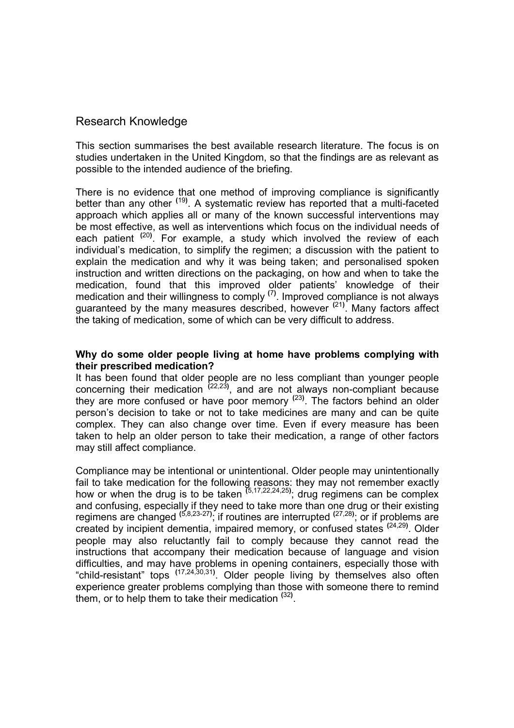## Research Knowledge

This section summarises the best available research literature. The focus is on studies undertaken in the United Kingdom, so that the findings are as relevant as possible to the intended audience of the briefing.

There is no evidence that one method of improving compliance is significantly better than any other [19]. A systematic review has reported that a multi-faceted approach which applies all or many of the known successful interventions may be most effective, as well as interventions which focus on the individual needs of each patient [20]. For example, a study which involved the review of each individual's medication, to simplify the regimen; a discussion with the patient to explain the medication and why it was being taken; and personalised spoken instruction and written directions on the packaging, on how and when to take the medication, found that this improved older patients' knowledge of their medication and their willingness to comply [7]. Improved compliance is not always guaranteed by the many measures described, however [21]. Many factors affect the taking of medication, some of which can be very difficult to address.

**Why do some older people living at home have problems complying with their prescribed medication?**

It has been found that older people are no less compliant than younger people concerning their medication [22,23], and are not always non-compliant because they are more confused or have poor memory [23]. The factors behind an older person's decision to take or not to take medicines are many and can be quite complex. They can also change over time. Even if every measure has been taken to help an older person to take their medication, a range of other factors may still affect compliance.

Compliance may be intentional or unintentional. Older people may unintentionally fail to take medication for the following reasons: they may not remember exactly how or when the drug is to be taken [5,17,22,24,25]; drug regimens can be complex and confusing, especially if they need to take more than one drug or their existing regimens are changed [5,8,23-27]; if routines are interrupted [27,28]; or if problems are created by incipient dementia, impaired memory, or confused states [24,29]. Older people may also reluctantly fail to comply because they cannot read the instructions that accompany their medication because of language and vision difficulties, and may have problems in opening containers, especially those with "child-resistant" tops [17,24,30,31]. Older people living by themselves also often experience greater problems complying than those with someone there to remind them, or to help them to take their medication [32].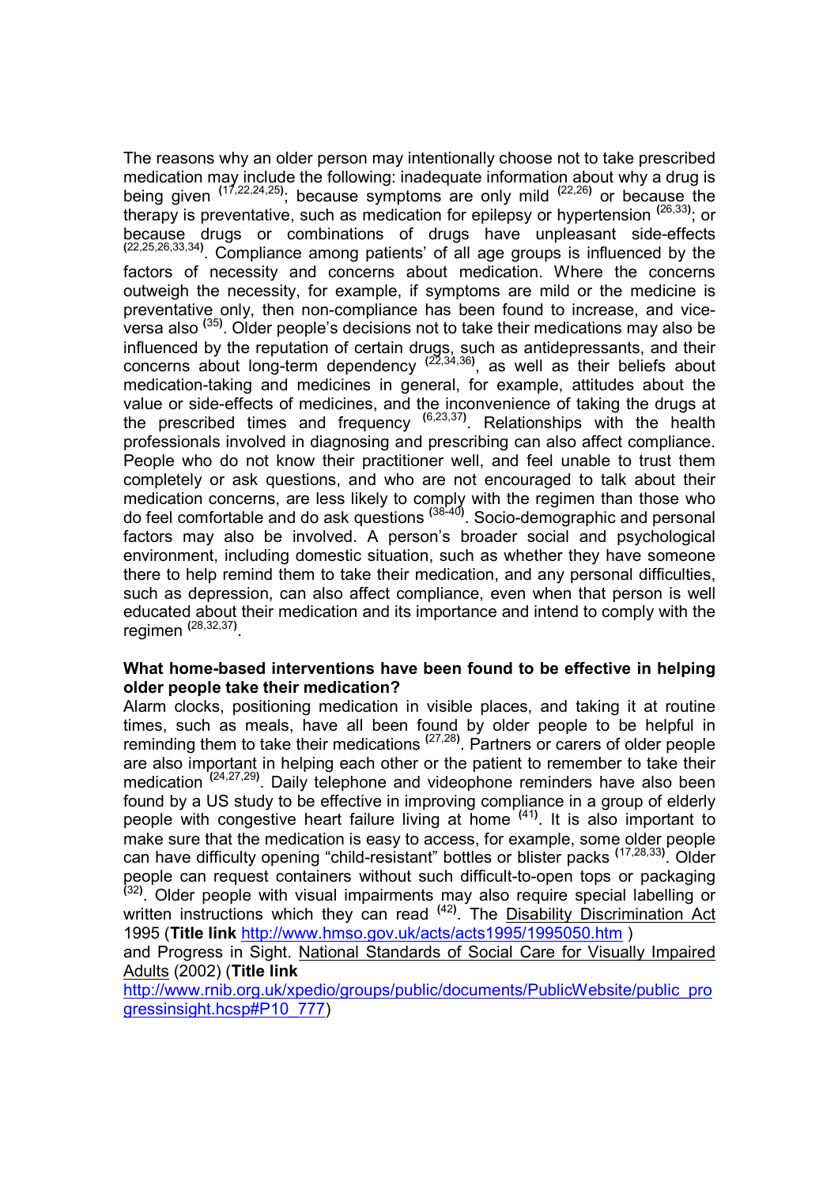The reasons why an older person may intentionally choose not to take prescribed medication may include the following: inadequate information about why a drug is being given [17,22,24,25]; because symptoms are only mild [22,26] or because the therapy is preventative, such as medication for epilepsy or hypertension [26,33]; or because drugs or combinations of drugs have unpleasant side-effects [22,25,26,33,34]. Compliance among patients' of all age groups is influenced by the factors of necessity and concerns about medication. Where the concerns outweigh the necessity, for example, if symptoms are mild or the medicine is preventative only, then non-compliance has been found to increase, and vice-versa also [35]. Older people's decisions not to take their medications may also be influenced by the reputation of certain drugs, such as antidepressants, and their concerns about long-term dependency [22,34,36], as well as their beliefs about medication-taking and medicines in general, for example, attitudes about the value or side-effects of medicines, and the inconvenience of taking the drugs at the prescribed times and frequency [6,23,37]. Relationships with the health professionals involved in diagnosing and prescribing can also affect compliance. People who do not know their practitioner well, and feel unable to trust them completely or ask questions, and who are not encouraged to talk about their medication concerns, are less likely to comply with the regimen than those who do feel comfortable and do ask questions [38-40]. Socio-demographic and personal factors may also be involved. A person's broader social and psychological environment, including domestic situation, such as whether they have someone there to help remind them to take their medication, and any personal difficulties, such as depression, can also affect compliance, even when that person is well educated about their medication and its importance and intend to comply with the regimen [28,32,37].

**What home-based interventions have been found to be effective in helping older people take their medication?**

Alarm clocks, positioning medication in visible places, and taking it at routine times, such as meals, have all been found by older people to be helpful in reminding them to take their medications [27,28]. Partners or carers of older people are also important in helping each other or the patient to remember to take their medication [24,27,29]. Daily telephone and videophone reminders have also been found by a US study to be effective in improving compliance in a group of elderly people with congestive heart failure living at home [41]. It is also important to make sure that the medication is easy to access, for example, some older people can have difficulty opening "child-resistant" bottles or blister packs [17,28,33]. Older people can request containers without such difficult-to-open tops or packaging [32]. Older people with visual impairments may also require special labelling or written instructions which they can read [42]. The Disability Discrimination Act 1995 (**Title link** http://www.hmso.gov.uk/acts/acts1995/1995050.htm )
and Progress in Sight. National Standards of Social Care for Visually Impaired Adults (2002) (**Title link** http://www.rnib.org.uk/xpedio/groups/public/documents/PublicWebsite/public_progressinsight.hcsp#P10_777)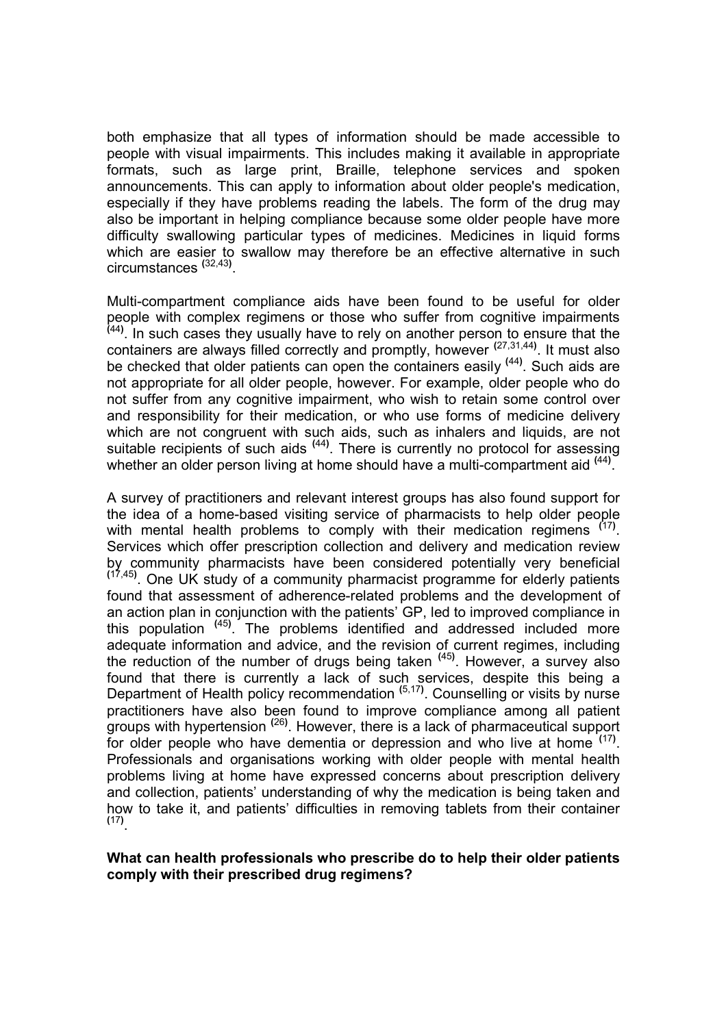both emphasize that all types of information should be made accessible to people with visual impairments. This includes making it available in appropriate formats, such as large print, Braille, telephone services and spoken announcements. This can apply to information about older people's medication, especially if they have problems reading the labels. The form of the drug may also be important in helping compliance because some older people have more difficulty swallowing particular types of medicines. Medicines in liquid forms which are easier to swallow may therefore be an effective alternative in such circumstances [32,43].

Multi-compartment compliance aids have been found to be useful for older people with complex regimens or those who suffer from cognitive impairments [44]. In such cases they usually have to rely on another person to ensure that the containers are always filled correctly and promptly, however [27,31,44]. It must also be checked that older patients can open the containers easily [44]. Such aids are not appropriate for all older people, however. For example, older people who do not suffer from any cognitive impairment, who wish to retain some control over and responsibility for their medication, or who use forms of medicine delivery which are not congruent with such aids, such as inhalers and liquids, are not suitable recipients of such aids [44]. There is currently no protocol for assessing whether an older person living at home should have a multi-compartment aid [44].

A survey of practitioners and relevant interest groups has also found support for the idea of a home-based visiting service of pharmacists to help older people with mental health problems to comply with their medication regimens [17]. Services which offer prescription collection and delivery and medication review by community pharmacists have been considered potentially very beneficial [17,45]. One UK study of a community pharmacist programme for elderly patients found that assessment of adherence-related problems and the development of an action plan in conjunction with the patients' GP, led to improved compliance in this population [45]. The problems identified and addressed included more adequate information and advice, and the revision of current regimes, including the reduction of the number of drugs being taken [45]. However, a survey also found that there is currently a lack of such services, despite this being a Department of Health policy recommendation [5,17]. Counselling or visits by nurse practitioners have also been found to improve compliance among all patient groups with hypertension [26]. However, there is a lack of pharmaceutical support for older people who have dementia or depression and who live at home [17]. Professionals and organisations working with older people with mental health problems living at home have expressed concerns about prescription delivery and collection, patients' understanding of why the medication is being taken and how to take it, and patients' difficulties in removing tablets from their container [17].

**What can health professionals who prescribe do to help their older patients comply with their prescribed drug regimens?**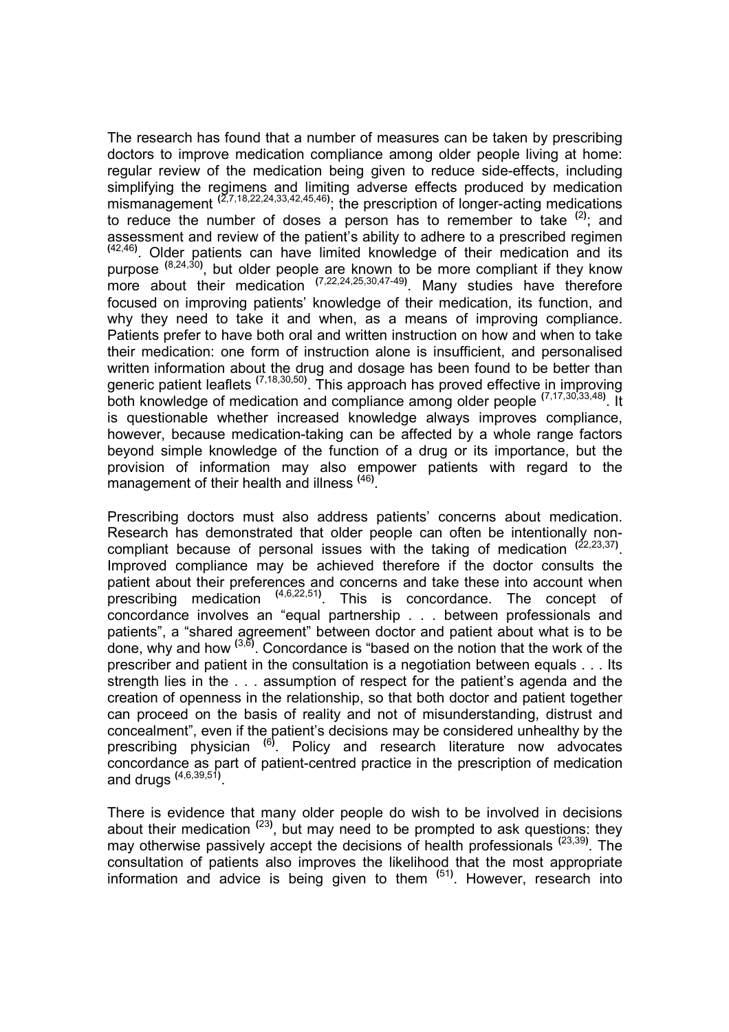The research has found that a number of measures can be taken by prescribing doctors to improve medication compliance among older people living at home: regular review of the medication being given to reduce side-effects, including simplifying the regimens and limiting adverse effects produced by medication mismanagement [2,7,18,22,24,33,42,45,46]; the prescription of longer-acting medications to reduce the number of doses a person has to remember to take [2]; and assessment and review of the patient's ability to adhere to a prescribed regimen [42,46]. Older patients can have limited knowledge of their medication and its purpose [8,24,30], but older people are known to be more compliant if they know more about their medication [7,22,24,25,30,47-49]. Many studies have therefore focused on improving patients' knowledge of their medication, its function, and why they need to take it and when, as a means of improving compliance. Patients prefer to have both oral and written instruction on how and when to take their medication: one form of instruction alone is insufficient, and personalised written information about the drug and dosage has been found to be better than generic patient leaflets [7,18,30,50]. This approach has proved effective in improving both knowledge of medication and compliance among older people [7,17,30,33,48]. It is questionable whether increased knowledge always improves compliance, however, because medication-taking can be affected by a whole range factors beyond simple knowledge of the function of a drug or its importance, but the provision of information may also empower patients with regard to the management of their health and illness [46].

Prescribing doctors must also address patients' concerns about medication. Research has demonstrated that older people can often be intentionally non-compliant because of personal issues with the taking of medication [22,23,37]. Improved compliance may be achieved therefore if the doctor consults the patient about their preferences and concerns and take these into account when prescribing medication [4,6,22,51]. This is concordance. The concept of concordance involves an "equal partnership . . . between professionals and patients", a "shared agreement" between doctor and patient about what is to be done, why and how [3,6]. Concordance is "based on the notion that the work of the prescriber and patient in the consultation is a negotiation between equals . . . Its strength lies in the . . . assumption of respect for the patient's agenda and the creation of openness in the relationship, so that both doctor and patient together can proceed on the basis of reality and not of misunderstanding, distrust and concealment", even if the patient's decisions may be considered unhealthy by the prescribing physician [6]. Policy and research literature now advocates concordance as part of patient-centred practice in the prescription of medication and drugs [4,6,39,51].

There is evidence that many older people do wish to be involved in decisions about their medication [23], but may need to be prompted to ask questions: they may otherwise passively accept the decisions of health professionals [23,39]. The consultation of patients also improves the likelihood that the most appropriate information and advice is being given to them [51]. However, research into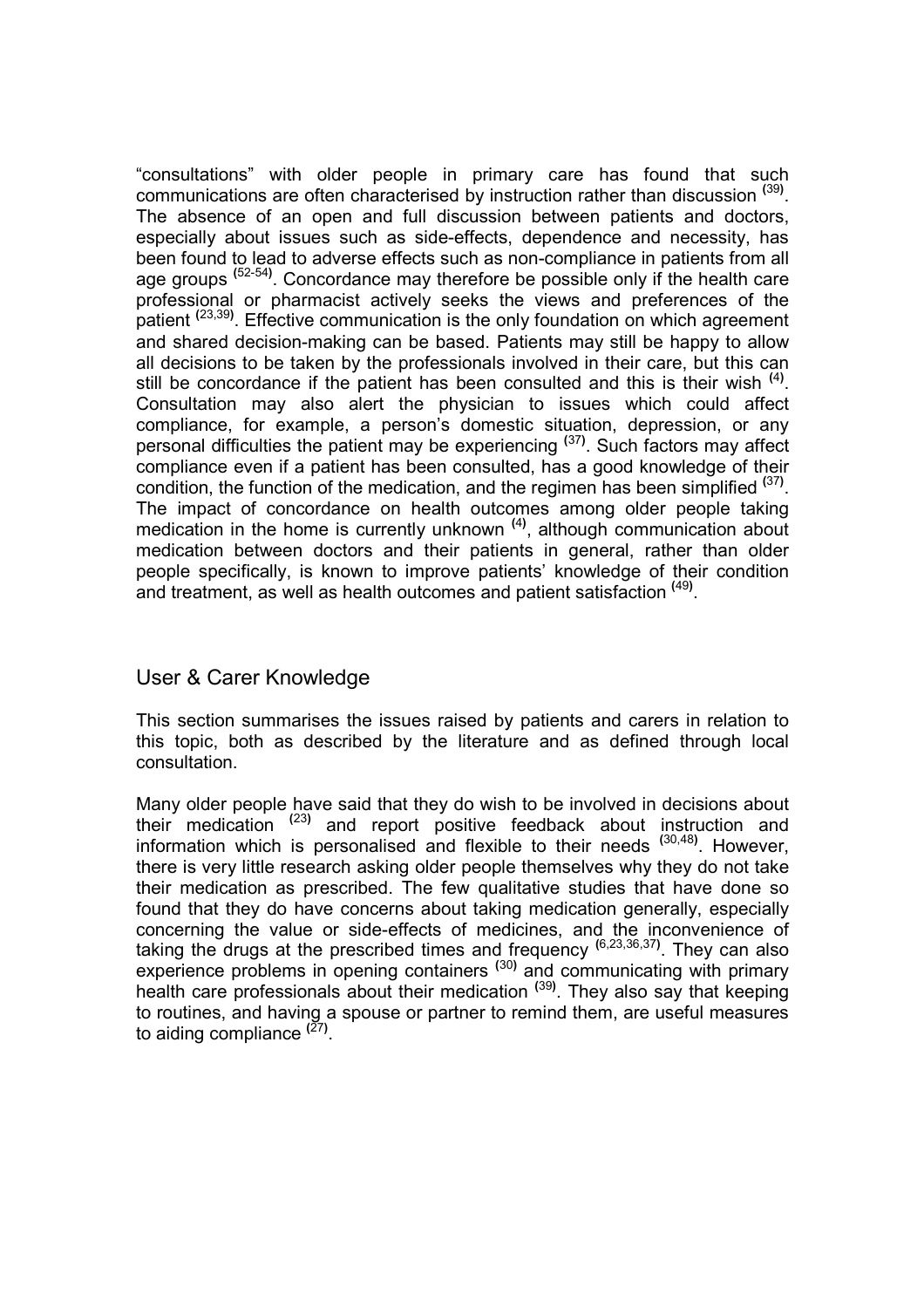"consultations" with older people in primary care has found that such communications are often characterised by instruction rather than discussion [39]. The absence of an open and full discussion between patients and doctors, especially about issues such as side-effects, dependence and necessity, has been found to lead to adverse effects such as non-compliance in patients from all age groups [52-54]. Concordance may therefore be possible only if the health care professional or pharmacist actively seeks the views and preferences of the patient [23,39]. Effective communication is the only foundation on which agreement and shared decision-making can be based. Patients may still be happy to allow all decisions to be taken by the professionals involved in their care, but this can still be concordance if the patient has been consulted and this is their wish [4]. Consultation may also alert the physician to issues which could affect compliance, for example, a person's domestic situation, depression, or any personal difficulties the patient may be experiencing [37]. Such factors may affect compliance even if a patient has been consulted, has a good knowledge of their condition, the function of the medication, and the regimen has been simplified [37]. The impact of concordance on health outcomes among older people taking medication in the home is currently unknown [4], although communication about medication between doctors and their patients in general, rather than older people specifically, is known to improve patients' knowledge of their condition and treatment, as well as health outcomes and patient satisfaction [49].

## User & Carer Knowledge

This section summarises the issues raised by patients and carers in relation to this topic, both as described by the literature and as defined through local consultation.

Many older people have said that they do wish to be involved in decisions about their medication [23] and report positive feedback about instruction and information which is personalised and flexible to their needs [30,48]. However, there is very little research asking older people themselves why they do not take their medication as prescribed. The few qualitative studies that have done so found that they do have concerns about taking medication generally, especially concerning the value or side-effects of medicines, and the inconvenience of taking the drugs at the prescribed times and frequency [6,23,36,37]. They can also experience problems in opening containers [30] and communicating with primary health care professionals about their medication [39]. They also say that keeping to routines, and having a spouse or partner to remind them, are useful measures to aiding compliance [27].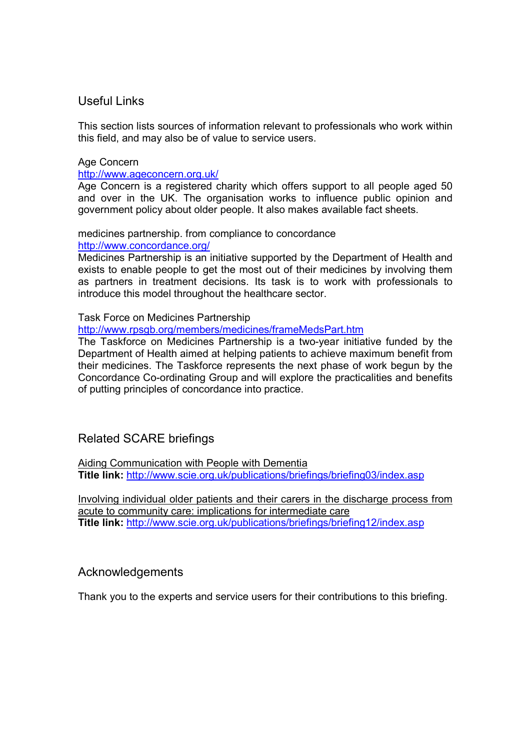## Useful Links

This section lists sources of information relevant to professionals who work within this field, and may also be of value to service users.

Age Concern
http://www.ageconcern.org.uk/
Age Concern is a registered charity which offers support to all people aged 50 and over in the UK. The organisation works to influence public opinion and government policy about older people. It also makes available fact sheets.

medicines partnership. from compliance to concordance
http://www.concordance.org/
Medicines Partnership is an initiative supported by the Department of Health and exists to enable people to get the most out of their medicines by involving them as partners in treatment decisions. Its task is to work with professionals to introduce this model throughout the healthcare sector.

Task Force on Medicines Partnership
http://www.rpsgb.org/members/medicines/frameMedsPart.htm
The Taskforce on Medicines Partnership is a two-year initiative funded by the Department of Health aimed at helping patients to achieve maximum benefit from their medicines. The Taskforce represents the next phase of work begun by the Concordance Co-ordinating Group and will explore the practicalities and benefits of putting principles of concordance into practice.

## Related SCARE briefings

Aiding Communication with People with Dementia
**Title link:** http://www.scie.org.uk/publications/briefings/briefing03/index.asp

Involving individual older patients and their carers in the discharge process from acute to community care: implications for intermediate care
**Title link:** http://www.scie.org.uk/publications/briefings/briefing12/index.asp

## Acknowledgements

Thank you to the experts and service users for their contributions to this briefing.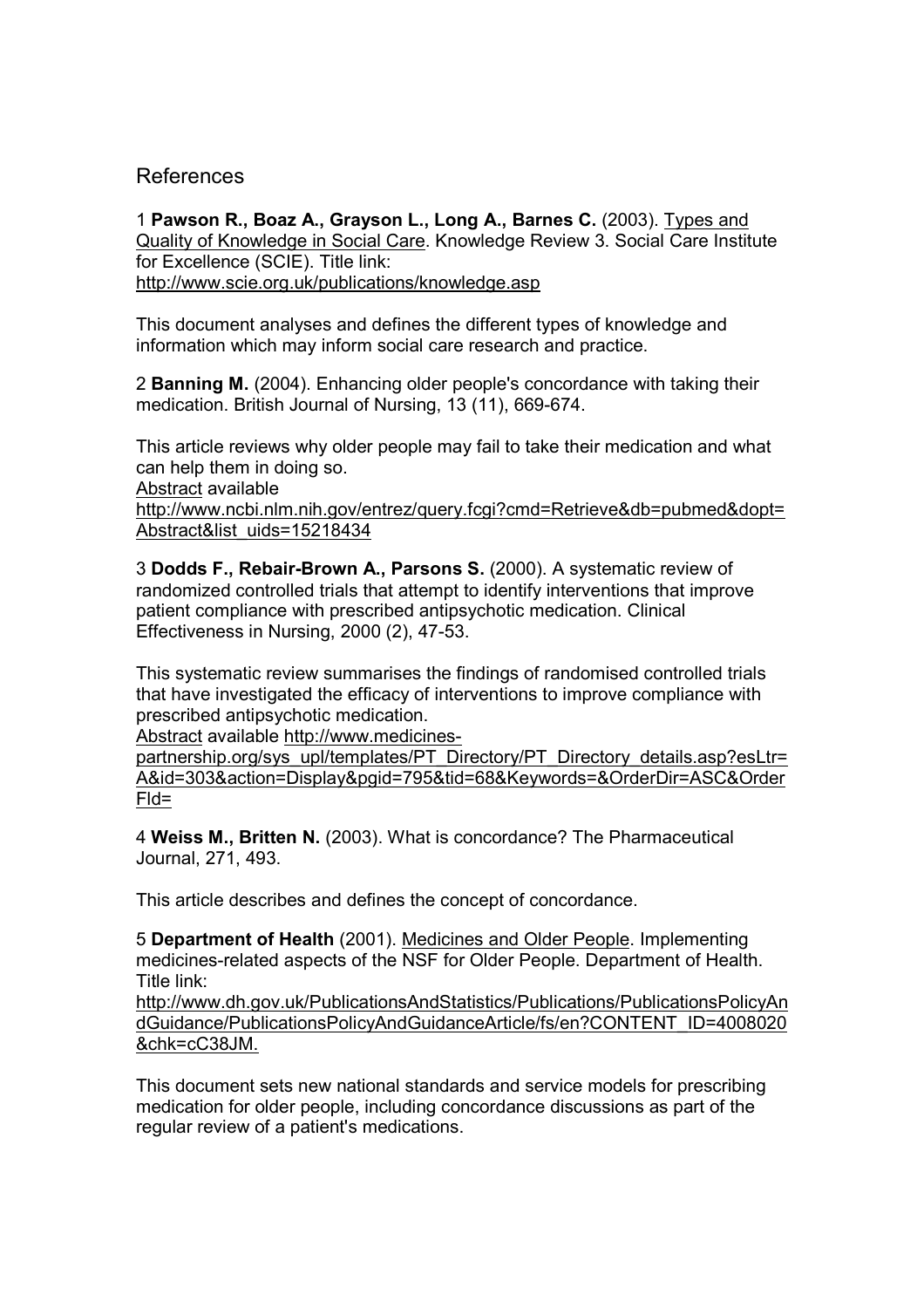# References

1 **Pawson R., Boaz A., Grayson L., Long A., Barnes C.** (2003). Types and Quality of Knowledge in Social Care. Knowledge Review 3. Social Care Institute for Excellence (SCIE). Title link: http://www.scie.org.uk/publications/knowledge.asp

This document analyses and defines the different types of knowledge and information which may inform social care research and practice.

2 **Banning M.** (2004). Enhancing older people's concordance with taking their medication. British Journal of Nursing, 13 (11), 669-674.

This article reviews why older people may fail to take their medication and what can help them in doing so.
Abstract available
http://www.ncbi.nlm.nih.gov/entrez/query.fcgi?cmd=Retrieve&db=pubmed&dopt=Abstract&list_uids=15218434

3 **Dodds F., Rebair-Brown A., Parsons S.** (2000). A systematic review of randomized controlled trials that attempt to identify interventions that improve patient compliance with prescribed antipsychotic medication. Clinical Effectiveness in Nursing, 2000 (2), 47-53.

This systematic review summarises the findings of randomised controlled trials that have investigated the efficacy of interventions to improve compliance with prescribed antipsychotic medication.
Abstract available http://www.medicines-partnership.org/sys_upl/templates/PT_Directory/PT_Directory_details.asp?esLtr=A&id=303&action=Display&pgid=795&tid=68&Keywords=&OrderDir=ASC&OrderFld=

4 **Weiss M., Britten N.** (2003). What is concordance? The Pharmaceutical Journal, 271, 493.

This article describes and defines the concept of concordance.

5 **Department of Health** (2001). Medicines and Older People. Implementing medicines-related aspects of the NSF for Older People. Department of Health. Title link:
http://www.dh.gov.uk/PublicationsAndStatistics/Publications/PublicationsPolicyAndGuidance/PublicationsPolicyAndGuidanceArticle/fs/en?CONTENT_ID=4008020&chk=cC38JM.

This document sets new national standards and service models for prescribing medication for older people, including concordance discussions as part of the regular review of a patient's medications.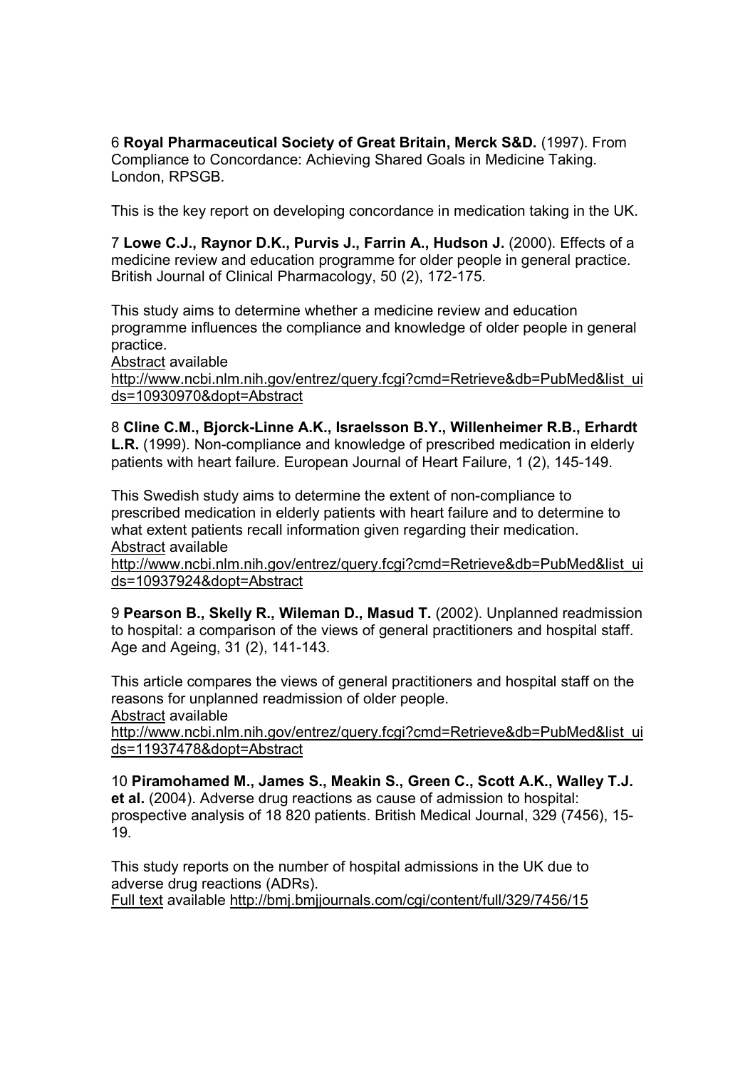6 **Royal Pharmaceutical Society of Great Britain, Merck S&D.** (1997). From Compliance to Concordance: Achieving Shared Goals in Medicine Taking. London, RPSGB.

This is the key report on developing concordance in medication taking in the UK.

7 **Lowe C.J., Raynor D.K., Purvis J., Farrin A., Hudson J.** (2000). Effects of a medicine review and education programme for older people in general practice. British Journal of Clinical Pharmacology, 50 (2), 172-175.

This study aims to determine whether a medicine review and education programme influences the compliance and knowledge of older people in general practice.
Abstract available
http://www.ncbi.nlm.nih.gov/entrez/query.fcgi?cmd=Retrieve&db=PubMed&list_uids=10930970&dopt=Abstract

8 **Cline C.M., Bjorck-Linne A.K., Israelsson B.Y., Willenheimer R.B., Erhardt L.R.** (1999). Non-compliance and knowledge of prescribed medication in elderly patients with heart failure. European Journal of Heart Failure, 1 (2), 145-149.

This Swedish study aims to determine the extent of non-compliance to prescribed medication in elderly patients with heart failure and to determine to what extent patients recall information given regarding their medication.
Abstract available
http://www.ncbi.nlm.nih.gov/entrez/query.fcgi?cmd=Retrieve&db=PubMed&list_uids=10937924&dopt=Abstract

9 **Pearson B., Skelly R., Wileman D., Masud T.** (2002). Unplanned readmission to hospital: a comparison of the views of general practitioners and hospital staff. Age and Ageing, 31 (2), 141-143.

This article compares the views of general practitioners and hospital staff on the reasons for unplanned readmission of older people.
Abstract available
http://www.ncbi.nlm.nih.gov/entrez/query.fcgi?cmd=Retrieve&db=PubMed&list_uids=11937478&dopt=Abstract

10 **Piramohamed M., James S., Meakin S., Green C., Scott A.K., Walley T.J. et al.** (2004). Adverse drug reactions as cause of admission to hospital: prospective analysis of 18 820 patients. British Medical Journal, 329 (7456), 15-19.

This study reports on the number of hospital admissions in the UK due to adverse drug reactions (ADRs).
Full text available http://bmj.bmjjournals.com/cgi/content/full/329/7456/15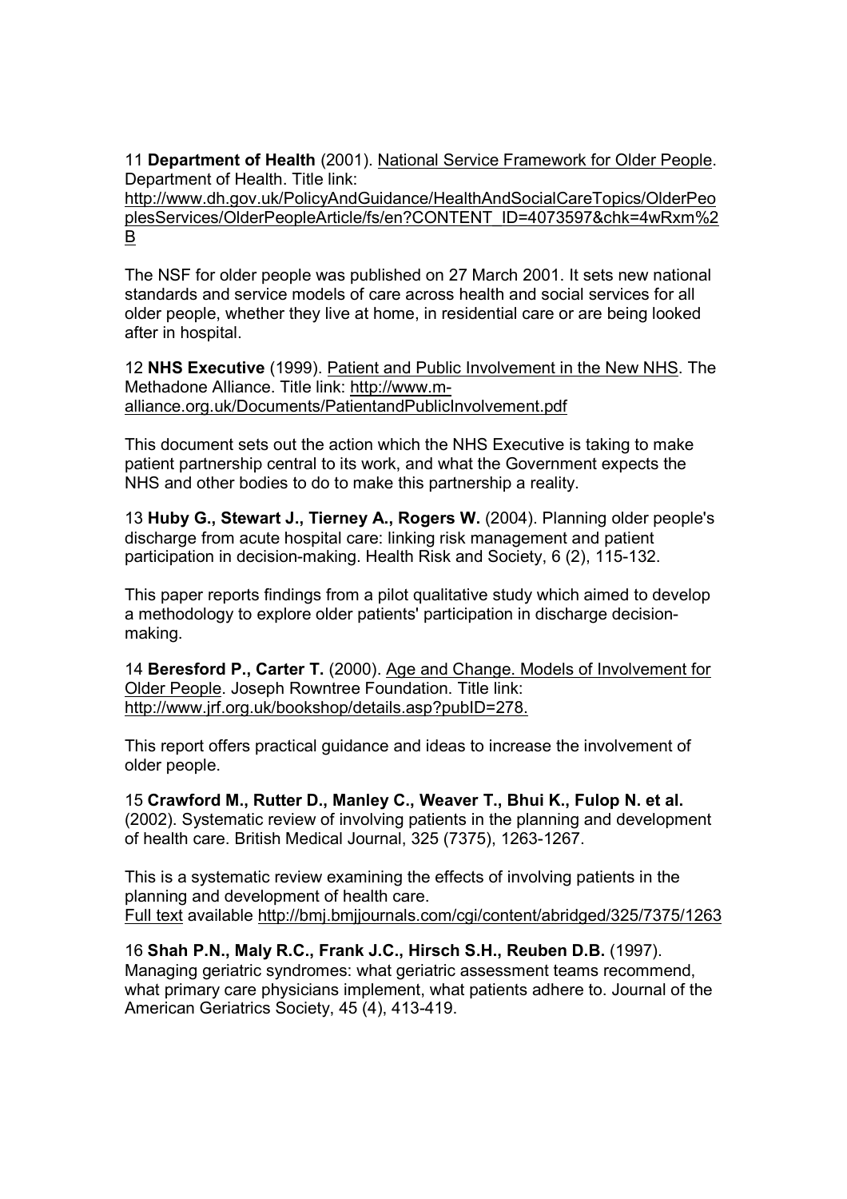11 **Department of Health** (2001). National Service Framework for Older People. Department of Health. Title link: http://www.dh.gov.uk/PolicyAndGuidance/HealthAndSocialCareTopics/OlderPeoplesServices/OlderPeopleArticle/fs/en?CONTENT_ID=4073597&chk=4wRxm%2B

The NSF for older people was published on 27 March 2001. It sets new national standards and service models of care across health and social services for all older people, whether they live at home, in residential care or are being looked after in hospital.

12 **NHS Executive** (1999). Patient and Public Involvement in the New NHS. The Methadone Alliance. Title link: http://www.m-alliance.org.uk/Documents/PatientandPublicInvolvement.pdf

This document sets out the action which the NHS Executive is taking to make patient partnership central to its work, and what the Government expects the NHS and other bodies to do to make this partnership a reality.

13 **Huby G., Stewart J., Tierney A., Rogers W.** (2004). Planning older people's discharge from acute hospital care: linking risk management and patient participation in decision-making. Health Risk and Society, 6 (2), 115-132.

This paper reports findings from a pilot qualitative study which aimed to develop a methodology to explore older patients' participation in discharge decision-making.

14 **Beresford P., Carter T.** (2000). Age and Change. Models of Involvement for Older People. Joseph Rowntree Foundation. Title link: http://www.jrf.org.uk/bookshop/details.asp?pubID=278.

This report offers practical guidance and ideas to increase the involvement of older people.

15 **Crawford M., Rutter D., Manley C., Weaver T., Bhui K., Fulop N. et al.** (2002). Systematic review of involving patients in the planning and development of health care. British Medical Journal, 325 (7375), 1263-1267.

This is a systematic review examining the effects of involving patients in the planning and development of health care.
Full text available http://bmj.bmjjournals.com/cgi/content/abridged/325/7375/1263

16 **Shah P.N., Maly R.C., Frank J.C., Hirsch S.H., Reuben D.B.** (1997). Managing geriatric syndromes: what geriatric assessment teams recommend, what primary care physicians implement, what patients adhere to. Journal of the American Geriatrics Society, 45 (4), 413-419.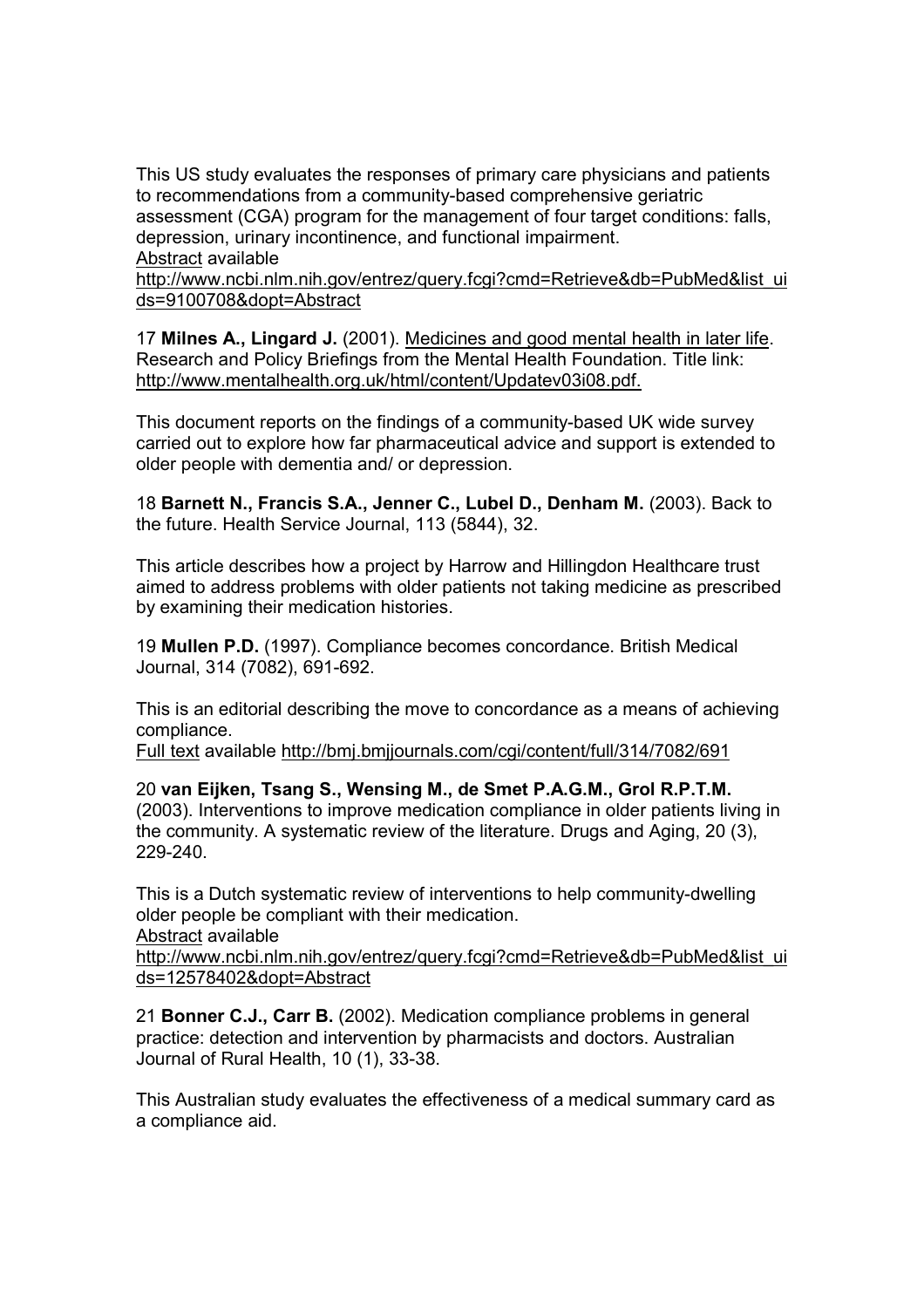This US study evaluates the responses of primary care physicians and patients to recommendations from a community-based comprehensive geriatric assessment (CGA) program for the management of four target conditions: falls, depression, urinary incontinence, and functional impairment.
Abstract available
http://www.ncbi.nlm.nih.gov/entrez/query.fcgi?cmd=Retrieve&db=PubMed&list_uids=9100708&dopt=Abstract

17 **Milnes A., Lingard J.** (2001). Medicines and good mental health in later life. Research and Policy Briefings from the Mental Health Foundation. Title link: http://www.mentalhealth.org.uk/html/content/Updatev03i08.pdf.

This document reports on the findings of a community-based UK wide survey carried out to explore how far pharmaceutical advice and support is extended to older people with dementia and/ or depression.

18 **Barnett N., Francis S.A., Jenner C., Lubel D., Denham M.** (2003). Back to the future. Health Service Journal, 113 (5844), 32.

This article describes how a project by Harrow and Hillingdon Healthcare trust aimed to address problems with older patients not taking medicine as prescribed by examining their medication histories.

19 **Mullen P.D.** (1997). Compliance becomes concordance. British Medical Journal, 314 (7082), 691-692.

This is an editorial describing the move to concordance as a means of achieving compliance.
Full text available http://bmj.bmjjournals.com/cgi/content/full/314/7082/691

20 **van Eijken, Tsang S., Wensing M., de Smet P.A.G.M., Grol R.P.T.M.** (2003). Interventions to improve medication compliance in older patients living in the community. A systematic review of the literature. Drugs and Aging, 20 (3), 229-240.

This is a Dutch systematic review of interventions to help community-dwelling older people be compliant with their medication.
Abstract available
http://www.ncbi.nlm.nih.gov/entrez/query.fcgi?cmd=Retrieve&db=PubMed&list_uids=12578402&dopt=Abstract

21 **Bonner C.J., Carr B.** (2002). Medication compliance problems in general practice: detection and intervention by pharmacists and doctors. Australian Journal of Rural Health, 10 (1), 33-38.

This Australian study evaluates the effectiveness of a medical summary card as a compliance aid.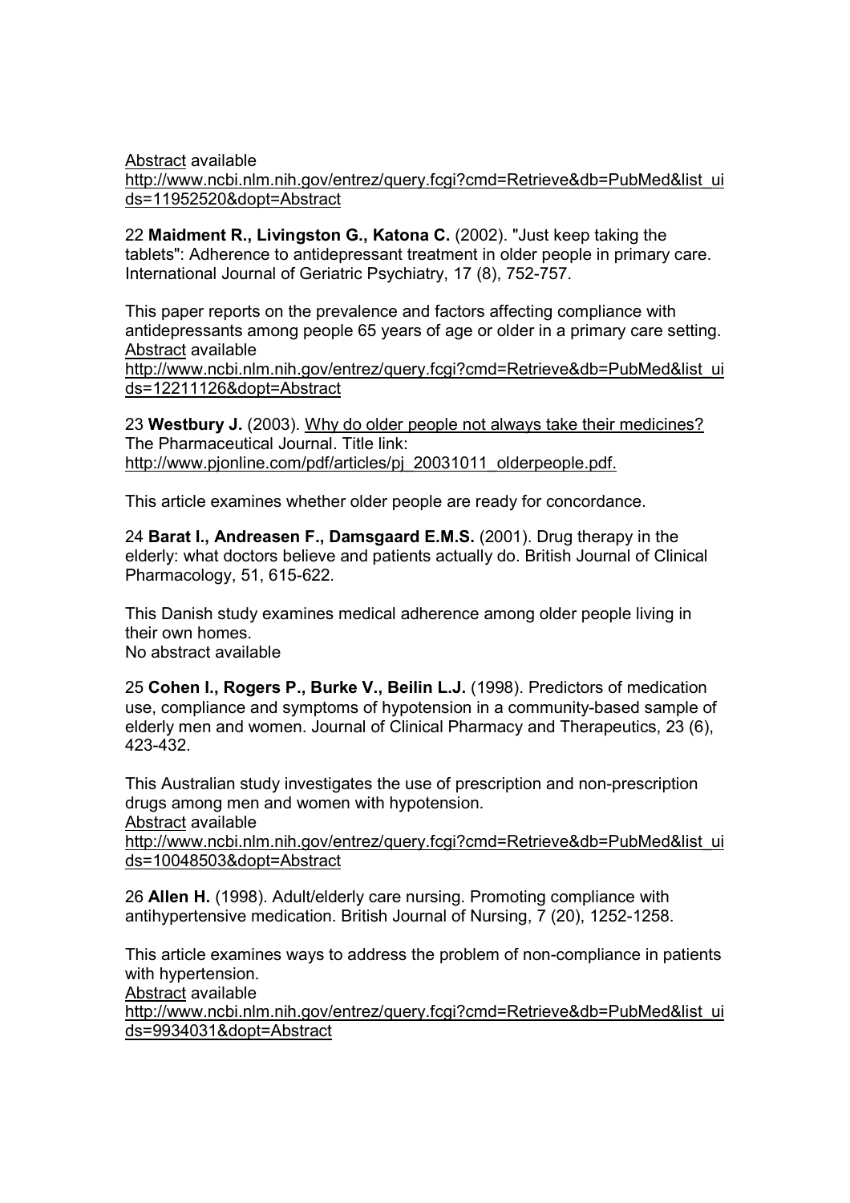Abstract available
http://www.ncbi.nlm.nih.gov/entrez/query.fcgi?cmd=Retrieve&db=PubMed&list_uids=11952520&dopt=Abstract

22 **Maidment R., Livingston G., Katona C.** (2002). "Just keep taking the tablets": Adherence to antidepressant treatment in older people in primary care. International Journal of Geriatric Psychiatry, 17 (8), 752-757.

This paper reports on the prevalence and factors affecting compliance with antidepressants among people 65 years of age or older in a primary care setting.
Abstract available
http://www.ncbi.nlm.nih.gov/entrez/query.fcgi?cmd=Retrieve&db=PubMed&list_uids=12211126&dopt=Abstract

23 **Westbury J.** (2003). Why do older people not always take their medicines? The Pharmaceutical Journal. Title link:
http://www.pjonline.com/pdf/articles/pj_20031011_olderpeople.pdf.

This article examines whether older people are ready for concordance.

24 **Barat I., Andreasen F., Damsgaard E.M.S.** (2001). Drug therapy in the elderly: what doctors believe and patients actually do. British Journal of Clinical Pharmacology, 51, 615-622.

This Danish study examines medical adherence among older people living in their own homes.
No abstract available

25 **Cohen I., Rogers P., Burke V., Beilin L.J.** (1998). Predictors of medication use, compliance and symptoms of hypotension in a community-based sample of elderly men and women. Journal of Clinical Pharmacy and Therapeutics, 23 (6), 423-432.

This Australian study investigates the use of prescription and non-prescription drugs among men and women with hypotension.
Abstract available
http://www.ncbi.nlm.nih.gov/entrez/query.fcgi?cmd=Retrieve&db=PubMed&list_uids=10048503&dopt=Abstract

26 **Allen H.** (1998). Adult/elderly care nursing. Promoting compliance with antihypertensive medication. British Journal of Nursing, 7 (20), 1252-1258.

This article examines ways to address the problem of non-compliance in patients with hypertension.
Abstract available
http://www.ncbi.nlm.nih.gov/entrez/query.fcgi?cmd=Retrieve&db=PubMed&list_uids=9934031&dopt=Abstract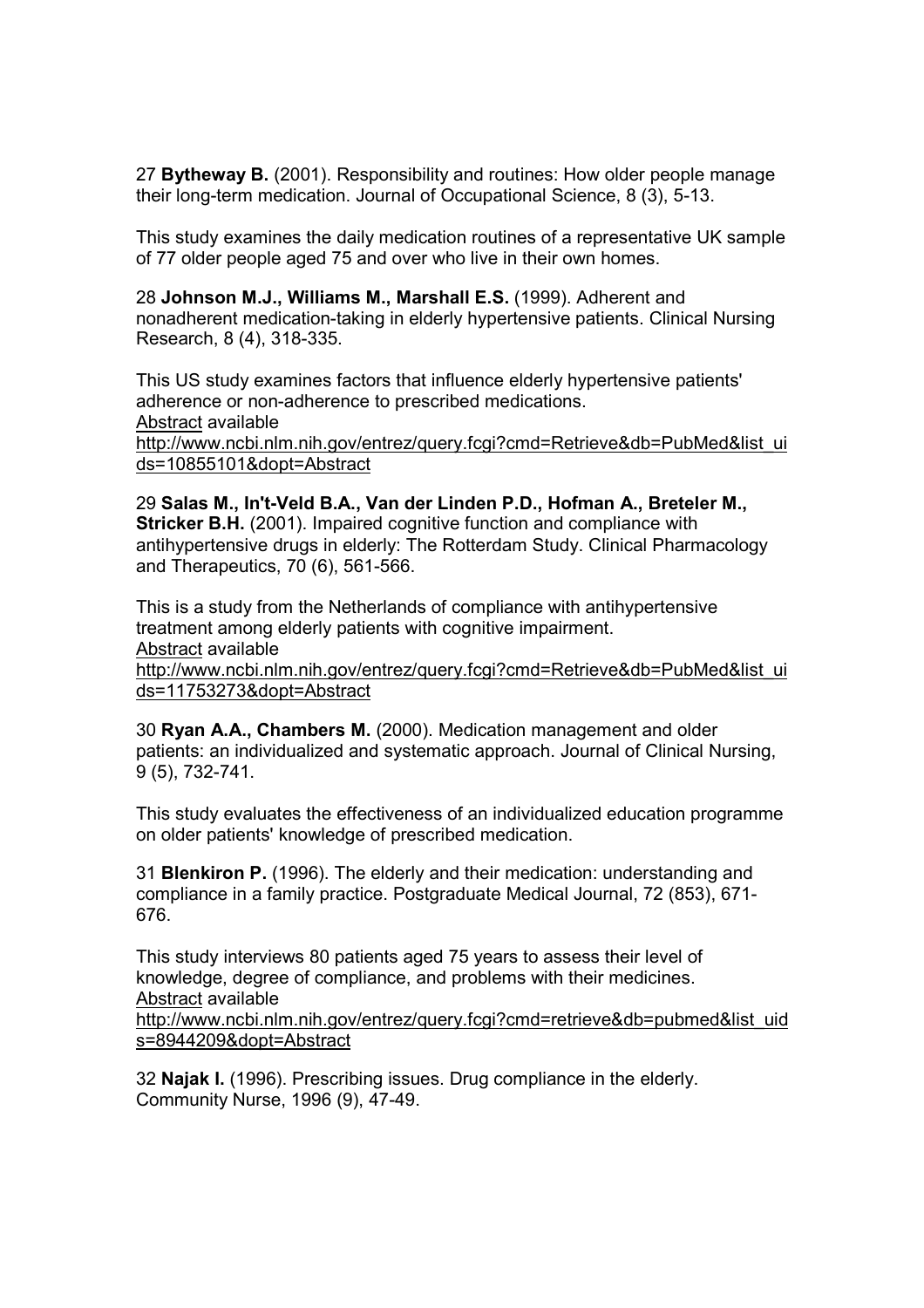27 **Bytheway B.** (2001). Responsibility and routines: How older people manage their long-term medication. Journal of Occupational Science, 8 (3), 5-13.

This study examines the daily medication routines of a representative UK sample of 77 older people aged 75 and over who live in their own homes.

28 **Johnson M.J., Williams M., Marshall E.S.** (1999). Adherent and nonadherent medication-taking in elderly hypertensive patients. Clinical Nursing Research, 8 (4), 318-335.

This US study examines factors that influence elderly hypertensive patients' adherence or non-adherence to prescribed medications.
Abstract available
http://www.ncbi.nlm.nih.gov/entrez/query.fcgi?cmd=Retrieve&db=PubMed&list_uids=10855101&dopt=Abstract

29 **Salas M., In't-Veld B.A., Van der Linden P.D., Hofman A., Breteler M., Stricker B.H.** (2001). Impaired cognitive function and compliance with antihypertensive drugs in elderly: The Rotterdam Study. Clinical Pharmacology and Therapeutics, 70 (6), 561-566.

This is a study from the Netherlands of compliance with antihypertensive treatment among elderly patients with cognitive impairment.
Abstract available
http://www.ncbi.nlm.nih.gov/entrez/query.fcgi?cmd=Retrieve&db=PubMed&list_uids=11753273&dopt=Abstract

30 **Ryan A.A., Chambers M.** (2000). Medication management and older patients: an individualized and systematic approach. Journal of Clinical Nursing, 9 (5), 732-741.

This study evaluates the effectiveness of an individualized education programme on older patients' knowledge of prescribed medication.

31 **Blenkiron P.** (1996). The elderly and their medication: understanding and compliance in a family practice. Postgraduate Medical Journal, 72 (853), 671-676.

This study interviews 80 patients aged 75 years to assess their level of knowledge, degree of compliance, and problems with their medicines.
Abstract available
http://www.ncbi.nlm.nih.gov/entrez/query.fcgi?cmd=retrieve&db=pubmed&list_uids=8944209&dopt=Abstract

32 **Najak I.** (1996). Prescribing issues. Drug compliance in the elderly. Community Nurse, 1996 (9), 47-49.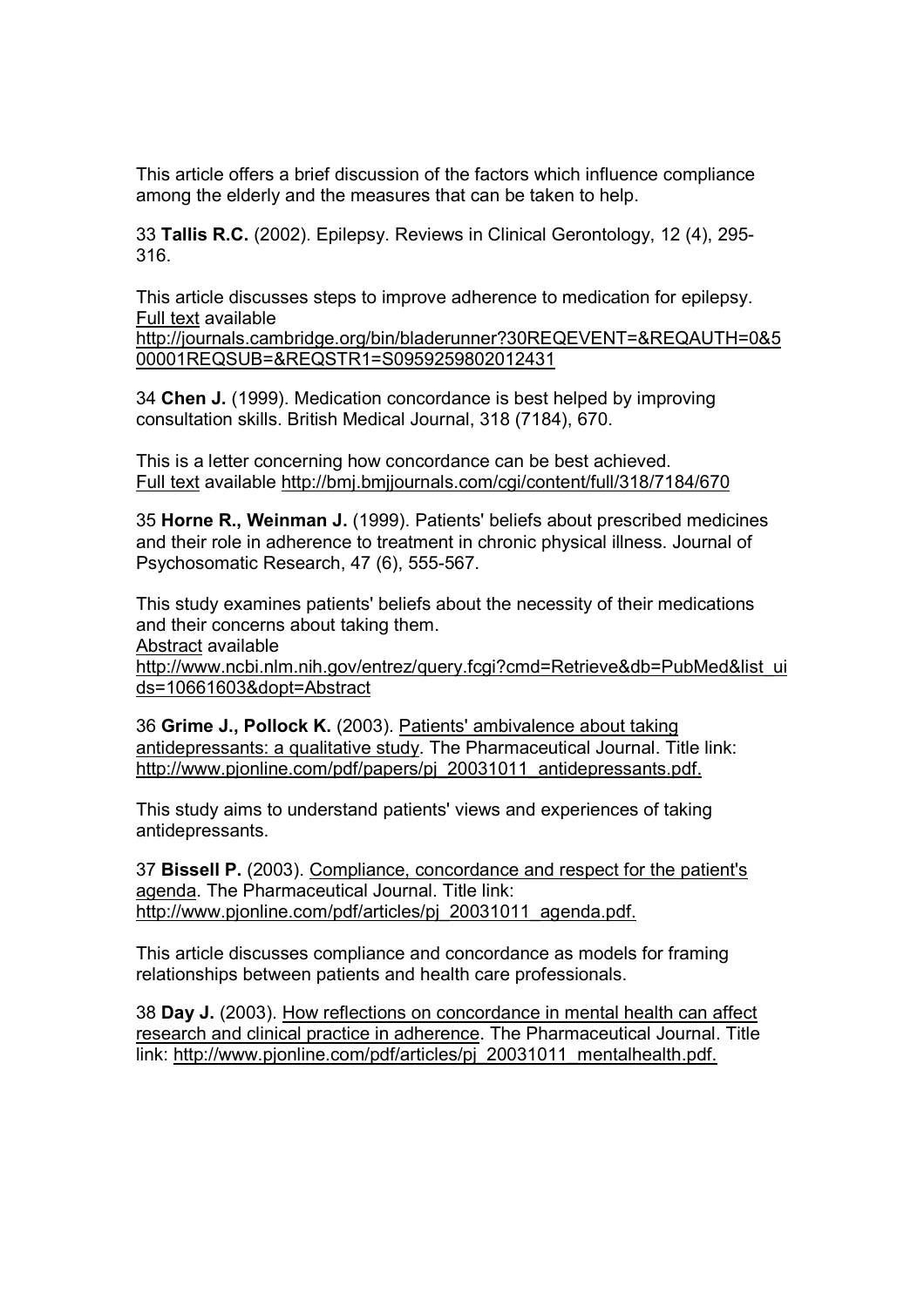This article offers a brief discussion of the factors which influence compliance among the elderly and the measures that can be taken to help.

33 **Tallis R.C.** (2002). Epilepsy. Reviews in Clinical Gerontology, 12 (4), 295-316.

This article discusses steps to improve adherence to medication for epilepsy. Full text available
http://journals.cambridge.org/bin/bladerunner?30REQEVENT=&REQAUTH=0&500001REQSUB=&REQSTR1=S0959259802012431

34 **Chen J.** (1999). Medication concordance is best helped by improving consultation skills. British Medical Journal, 318 (7184), 670.

This is a letter concerning how concordance can be best achieved.
Full text available http://bmj.bmjjournals.com/cgi/content/full/318/7184/670

35 **Horne R., Weinman J.** (1999). Patients' beliefs about prescribed medicines and their role in adherence to treatment in chronic physical illness. Journal of Psychosomatic Research, 47 (6), 555-567.

This study examines patients' beliefs about the necessity of their medications and their concerns about taking them.
Abstract available
http://www.ncbi.nlm.nih.gov/entrez/query.fcgi?cmd=Retrieve&db=PubMed&list_uids=10661603&dopt=Abstract

36 **Grime J., Pollock K.** (2003). Patients' ambivalence about taking antidepressants: a qualitative study. The Pharmaceutical Journal. Title link: http://www.pjonline.com/pdf/papers/pj_20031011_antidepressants.pdf.

This study aims to understand patients' views and experiences of taking antidepressants.

37 **Bissell P.** (2003). Compliance, concordance and respect for the patient's agenda. The Pharmaceutical Journal. Title link: http://www.pjonline.com/pdf/articles/pj_20031011_agenda.pdf.

This article discusses compliance and concordance as models for framing relationships between patients and health care professionals.

38 **Day J.** (2003). How reflections on concordance in mental health can affect research and clinical practice in adherence. The Pharmaceutical Journal. Title link: http://www.pjonline.com/pdf/articles/pj_20031011_mentalhealth.pdf.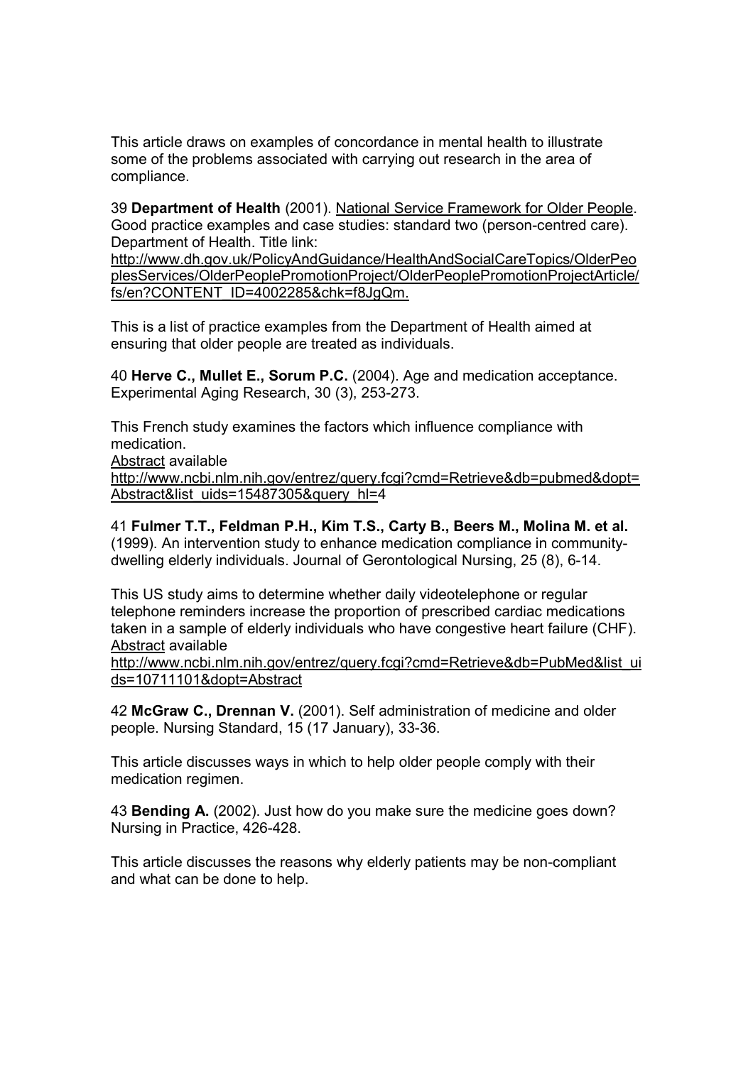This article draws on examples of concordance in mental health to illustrate some of the problems associated with carrying out research in the area of compliance.

39 **Department of Health** (2001). National Service Framework for Older People. Good practice examples and case studies: standard two (person-centred care). Department of Health. Title link:
http://www.dh.gov.uk/PolicyAndGuidance/HealthAndSocialCareTopics/OlderPeoplesServices/OlderPeoplePromotionProject/OlderPeoplePromotionProjectArticle/fs/en?CONTENT_ID=4002285&chk=f8JgQm.

This is a list of practice examples from the Department of Health aimed at ensuring that older people are treated as individuals.

40 **Herve C., Mullet E., Sorum P.C.** (2004). Age and medication acceptance. Experimental Aging Research, 30 (3), 253-273.

This French study examines the factors which influence compliance with medication.
Abstract available
http://www.ncbi.nlm.nih.gov/entrez/query.fcgi?cmd=Retrieve&db=pubmed&dopt=Abstract&list_uids=15487305&query_hl=4

41 **Fulmer T.T., Feldman P.H., Kim T.S., Carty B., Beers M., Molina M. et al.** (1999). An intervention study to enhance medication compliance in community-dwelling elderly individuals. Journal of Gerontological Nursing, 25 (8), 6-14.

This US study aims to determine whether daily videotelephone or regular telephone reminders increase the proportion of prescribed cardiac medications taken in a sample of elderly individuals who have congestive heart failure (CHF).
Abstract available
http://www.ncbi.nlm.nih.gov/entrez/query.fcgi?cmd=Retrieve&db=PubMed&list_uids=10711101&dopt=Abstract

42 **McGraw C., Drennan V.** (2001). Self administration of medicine and older people. Nursing Standard, 15 (17 January), 33-36.

This article discusses ways in which to help older people comply with their medication regimen.

43 **Bending A.** (2002). Just how do you make sure the medicine goes down? Nursing in Practice, 426-428.

This article discusses the reasons why elderly patients may be non-compliant and what can be done to help.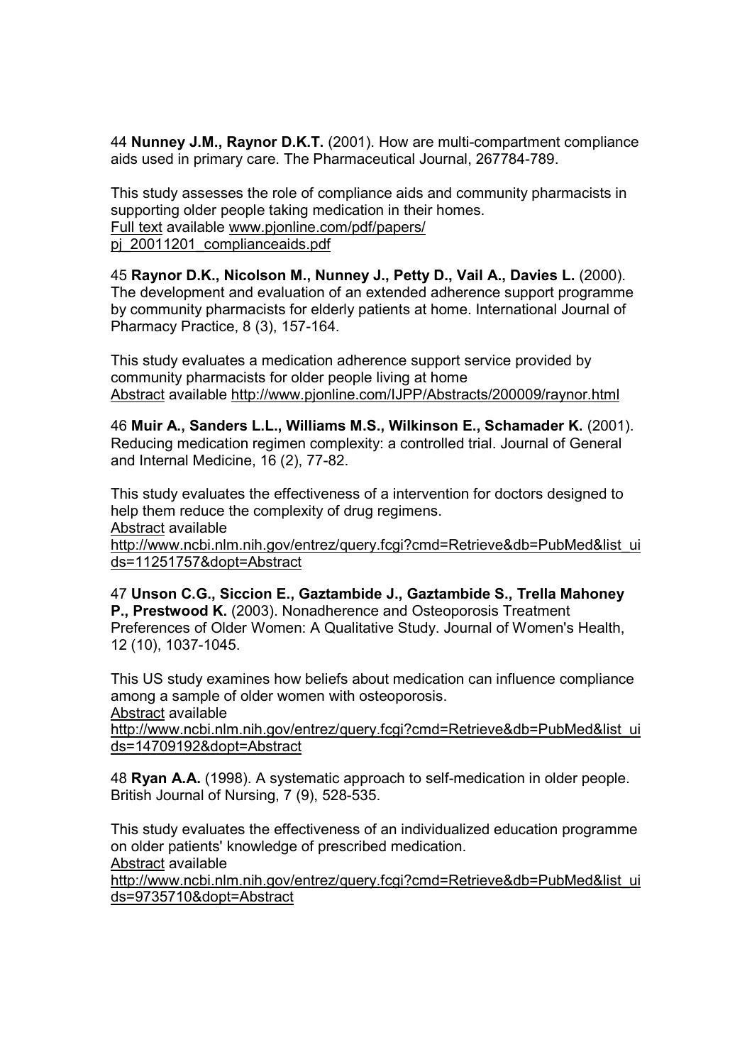44 **Nunney J.M., Raynor D.K.T.** (2001). How are multi-compartment compliance aids used in primary care. The Pharmaceutical Journal, 267784-789.

This study assesses the role of compliance aids and community pharmacists in supporting older people taking medication in their homes.
Full text available www.pjonline.com/pdf/papers/pj_20011201_complianceaids.pdf

45 **Raynor D.K., Nicolson M., Nunney J., Petty D., Vail A., Davies L.** (2000). The development and evaluation of an extended adherence support programme by community pharmacists for elderly patients at home. International Journal of Pharmacy Practice, 8 (3), 157-164.

This study evaluates a medication adherence support service provided by community pharmacists for older people living at home
Abstract available http://www.pjonline.com/IJPP/Abstracts/200009/raynor.html

46 **Muir A., Sanders L.L., Williams M.S., Wilkinson E., Schamader K.** (2001). Reducing medication regimen complexity: a controlled trial. Journal of General and Internal Medicine, 16 (2), 77-82.

This study evaluates the effectiveness of a intervention for doctors designed to help them reduce the complexity of drug regimens.
Abstract available
http://www.ncbi.nlm.nih.gov/entrez/query.fcgi?cmd=Retrieve&db=PubMed&list_uids=11251757&dopt=Abstract

47 **Unson C.G., Siccion E., Gaztambide J., Gaztambide S., Trella Mahoney P., Prestwood K.** (2003). Nonadherence and Osteoporosis Treatment Preferences of Older Women: A Qualitative Study. Journal of Women's Health, 12 (10), 1037-1045.

This US study examines how beliefs about medication can influence compliance among a sample of older women with osteoporosis.
Abstract available
http://www.ncbi.nlm.nih.gov/entrez/query.fcgi?cmd=Retrieve&db=PubMed&list_uids=14709192&dopt=Abstract

48 **Ryan A.A.** (1998). A systematic approach to self-medication in older people. British Journal of Nursing, 7 (9), 528-535.

This study evaluates the effectiveness of an individualized education programme on older patients' knowledge of prescribed medication.
Abstract available
http://www.ncbi.nlm.nih.gov/entrez/query.fcgi?cmd=Retrieve&db=PubMed&list_uids=9735710&dopt=Abstract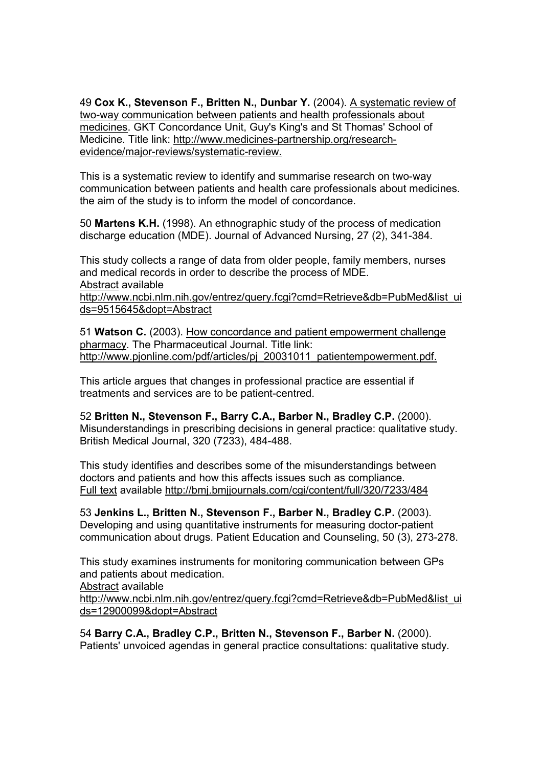49 **Cox K., Stevenson F., Britten N., Dunbar Y.** (2004). A systematic review of two-way communication between patients and health professionals about medicines. GKT Concordance Unit, Guy's King's and St Thomas' School of Medicine. Title link: http://www.medicines-partnership.org/research-evidence/major-reviews/systematic-review.

This is a systematic review to identify and summarise research on two-way communication between patients and health care professionals about medicines. the aim of the study is to inform the model of concordance.

50 **Martens K.H.** (1998). An ethnographic study of the process of medication discharge education (MDE). Journal of Advanced Nursing, 27 (2), 341-384.

This study collects a range of data from older people, family members, nurses and medical records in order to describe the process of MDE.
Abstract available
http://www.ncbi.nlm.nih.gov/entrez/query.fcgi?cmd=Retrieve&db=PubMed&list_uids=9515645&dopt=Abstract

51 **Watson C.** (2003). How concordance and patient empowerment challenge pharmacy. The Pharmaceutical Journal. Title link: http://www.pjonline.com/pdf/articles/pj_20031011_patientempowerment.pdf.

This article argues that changes in professional practice are essential if treatments and services are to be patient-centred.

52 **Britten N., Stevenson F., Barry C.A., Barber N., Bradley C.P.** (2000). Misunderstandings in prescribing decisions in general practice: qualitative study. British Medical Journal, 320 (7233), 484-488.

This study identifies and describes some of the misunderstandings between doctors and patients and how this affects issues such as compliance.
Full text available http://bmj.bmjjournals.com/cgi/content/full/320/7233/484

53 **Jenkins L., Britten N., Stevenson F., Barber N., Bradley C.P.** (2003). Developing and using quantitative instruments for measuring doctor-patient communication about drugs. Patient Education and Counseling, 50 (3), 273-278.

This study examines instruments for monitoring communication between GPs and patients about medication.
Abstract available
http://www.ncbi.nlm.nih.gov/entrez/query.fcgi?cmd=Retrieve&db=PubMed&list_uids=12900099&dopt=Abstract

54 **Barry C.A., Bradley C.P., Britten N., Stevenson F., Barber N.** (2000). Patients' unvoiced agendas in general practice consultations: qualitative study.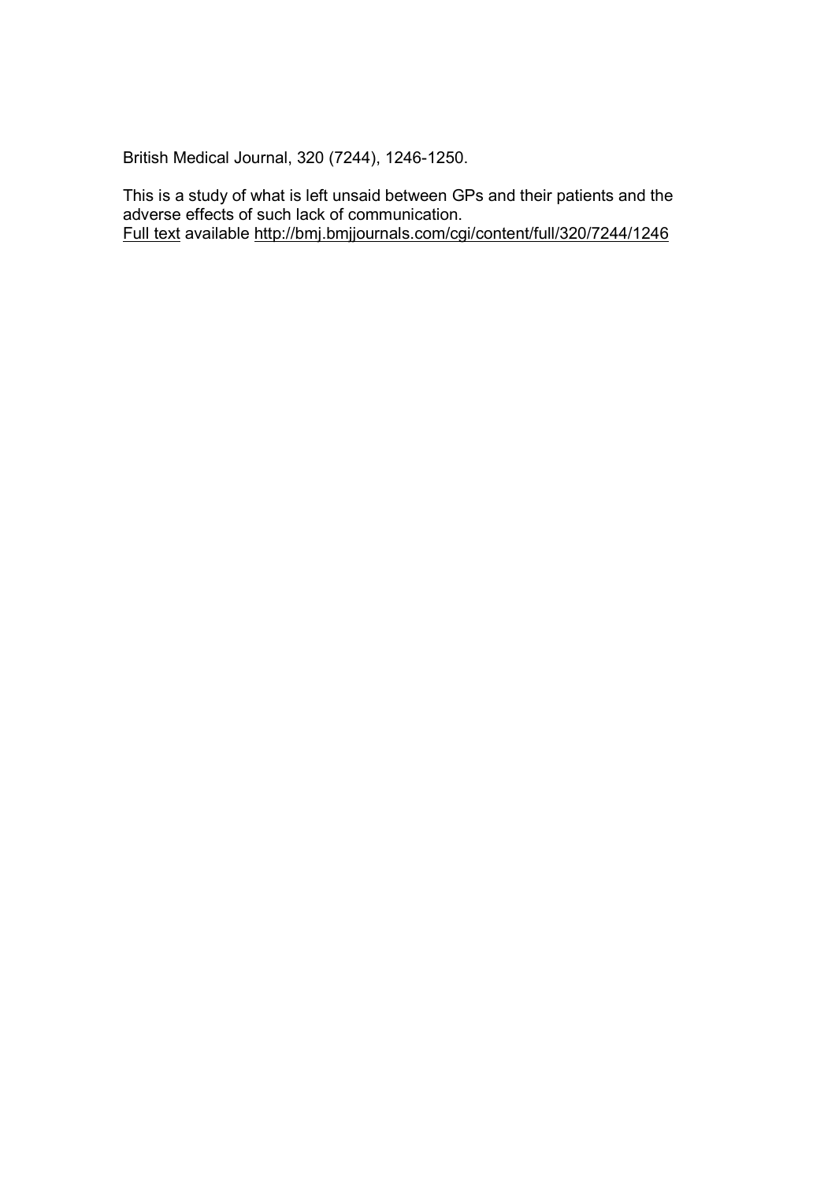British Medical Journal, 320 (7244), 1246-1250.

This is a study of what is left unsaid between GPs and their patients and the adverse effects of such lack of communication.
Full text available http://bmj.bmjjournals.com/cgi/content/full/320/7244/1246